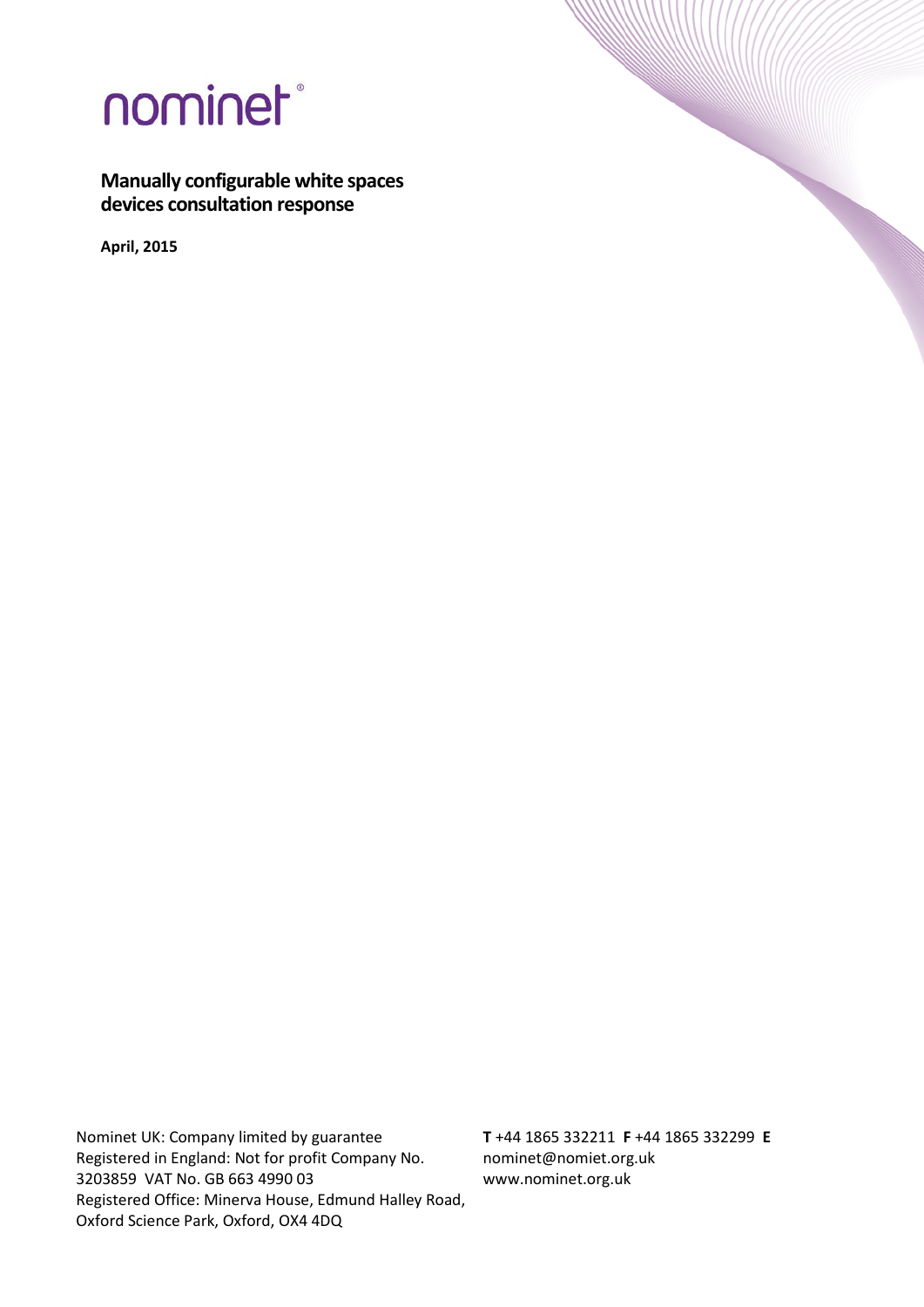# nominet®

**Manually configurable white spaces devices consultation response**

**April, 2015**

Nominet UK: Company limited by guarantee
Registered in England: Not for profit Company No. 3203859 VAT No. GB 663 4990 03
Registered Office: Minerva House, Edmund Halley Road, Oxford Science Park, Oxford, OX4 4DQ

**T** +44 1865 332211 **F** +44 1865 332299 **E** nominet@nomiet.org.uk
www.nominet.org.uk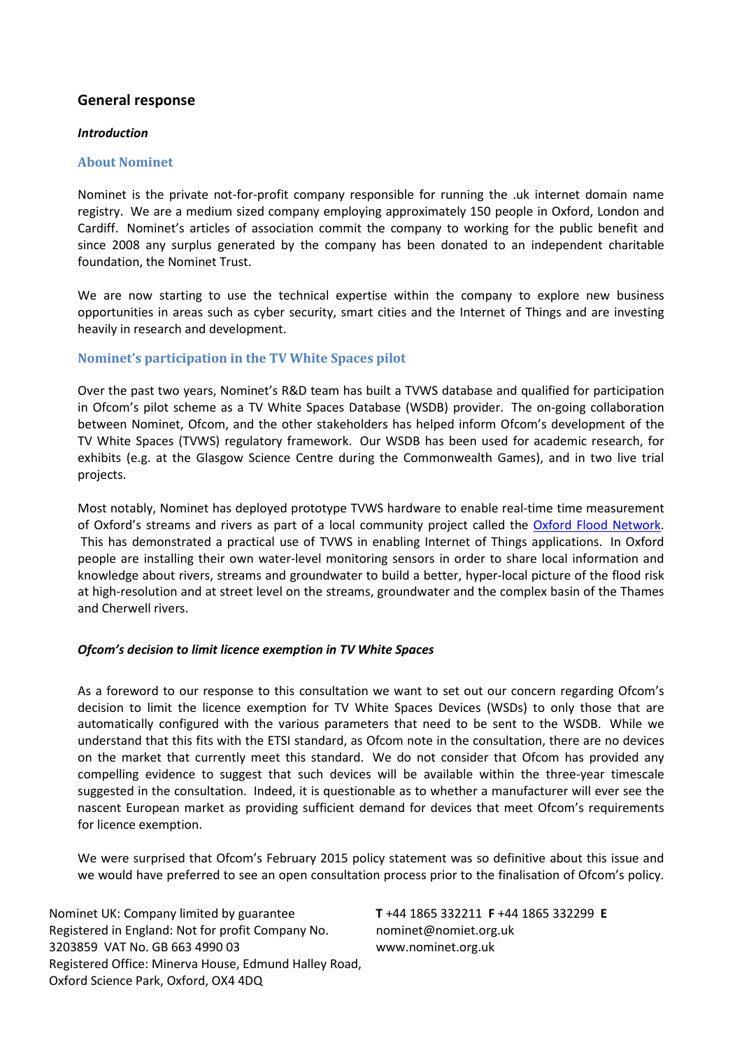## General response

***Introduction***

### About Nominet

Nominet is the private not-for-profit company responsible for running the .uk internet domain name registry. We are a medium sized company employing approximately 150 people in Oxford, London and Cardiff. Nominet's articles of association commit the company to working for the public benefit and since 2008 any surplus generated by the company has been donated to an independent charitable foundation, the Nominet Trust.

We are now starting to use the technical expertise within the company to explore new business opportunities in areas such as cyber security, smart cities and the Internet of Things and are investing heavily in research and development.

### Nominet's participation in the TV White Spaces pilot

Over the past two years, Nominet's R&D team has built a TVWS database and qualified for participation in Ofcom's pilot scheme as a TV White Spaces Database (WSDB) provider. The on-going collaboration between Nominet, Ofcom, and the other stakeholders has helped inform Ofcom's development of the TV White Spaces (TVWS) regulatory framework. Our WSDB has been used for academic research, for exhibits (e.g. at the Glasgow Science Centre during the Commonwealth Games), and in two live trial projects.

Most notably, Nominet has deployed prototype TVWS hardware to enable real-time time measurement of Oxford's streams and rivers as part of a local community project called the Oxford Flood Network. This has demonstrated a practical use of TVWS in enabling Internet of Things applications. In Oxford people are installing their own water-level monitoring sensors in order to share local information and knowledge about rivers, streams and groundwater to build a better, hyper-local picture of the flood risk at high-resolution and at street level on the streams, groundwater and the complex basin of the Thames and Cherwell rivers.

***Ofcom's decision to limit licence exemption in TV White Spaces***

As a foreword to our response to this consultation we want to set out our concern regarding Ofcom's decision to limit the licence exemption for TV White Spaces Devices (WSDs) to only those that are automatically configured with the various parameters that need to be sent to the WSDB. While we understand that this fits with the ETSI standard, as Ofcom note in the consultation, there are no devices on the market that currently meet this standard. We do not consider that Ofcom has provided any compelling evidence to suggest that such devices will be available within the three-year timescale suggested in the consultation. Indeed, it is questionable as to whether a manufacturer will ever see the nascent European market as providing sufficient demand for devices that meet Ofcom's requirements for licence exemption.

We were surprised that Ofcom's February 2015 policy statement was so definitive about this issue and we would have preferred to see an open consultation process prior to the finalisation of Ofcom's policy.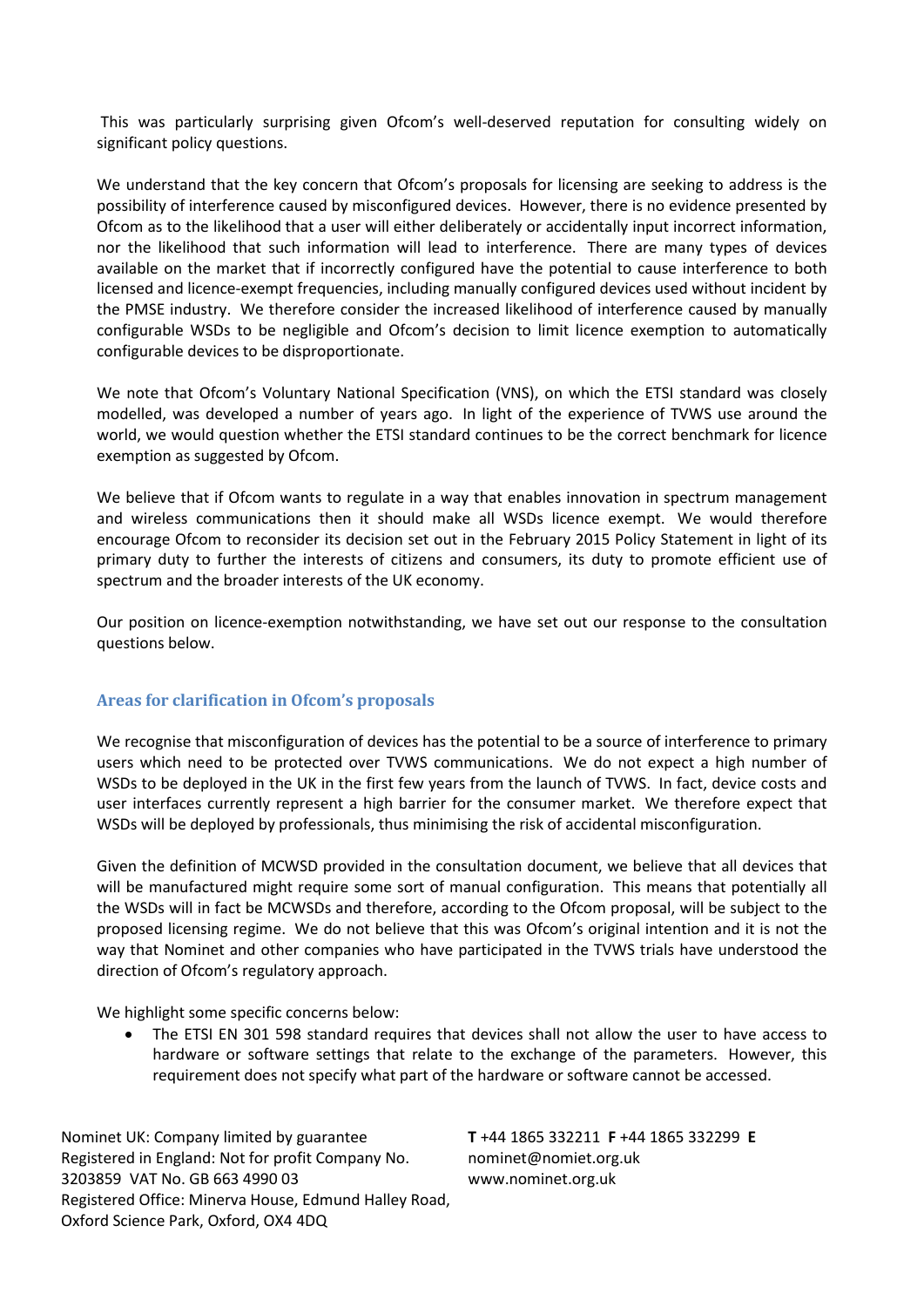This was particularly surprising given Ofcom's well-deserved reputation for consulting widely on significant policy questions.

We understand that the key concern that Ofcom's proposals for licensing are seeking to address is the possibility of interference caused by misconfigured devices. However, there is no evidence presented by Ofcom as to the likelihood that a user will either deliberately or accidentally input incorrect information, nor the likelihood that such information will lead to interference. There are many types of devices available on the market that if incorrectly configured have the potential to cause interference to both licensed and licence-exempt frequencies, including manually configured devices used without incident by the PMSE industry. We therefore consider the increased likelihood of interference caused by manually configurable WSDs to be negligible and Ofcom's decision to limit licence exemption to automatically configurable devices to be disproportionate.

We note that Ofcom's Voluntary National Specification (VNS), on which the ETSI standard was closely modelled, was developed a number of years ago. In light of the experience of TVWS use around the world, we would question whether the ETSI standard continues to be the correct benchmark for licence exemption as suggested by Ofcom.

We believe that if Ofcom wants to regulate in a way that enables innovation in spectrum management and wireless communications then it should make all WSDs licence exempt. We would therefore encourage Ofcom to reconsider its decision set out in the February 2015 Policy Statement in light of its primary duty to further the interests of citizens and consumers, its duty to promote efficient use of spectrum and the broader interests of the UK economy.

Our position on licence-exemption notwithstanding, we have set out our response to the consultation questions below.

### Areas for clarification in Ofcom's proposals

We recognise that misconfiguration of devices has the potential to be a source of interference to primary users which need to be protected over TVWS communications. We do not expect a high number of WSDs to be deployed in the UK in the first few years from the launch of TVWS. In fact, device costs and user interfaces currently represent a high barrier for the consumer market. We therefore expect that WSDs will be deployed by professionals, thus minimising the risk of accidental misconfiguration.

Given the definition of MCWSD provided in the consultation document, we believe that all devices that will be manufactured might require some sort of manual configuration. This means that potentially all the WSDs will in fact be MCWSDs and therefore, according to the Ofcom proposal, will be subject to the proposed licensing regime. We do not believe that this was Ofcom's original intention and it is not the way that Nominet and other companies who have participated in the TVWS trials have understood the direction of Ofcom's regulatory approach.

We highlight some specific concerns below:

- The ETSI EN 301 598 standard requires that devices shall not allow the user to have access to hardware or software settings that relate to the exchange of the parameters. However, this requirement does not specify what part of the hardware or software cannot be accessed.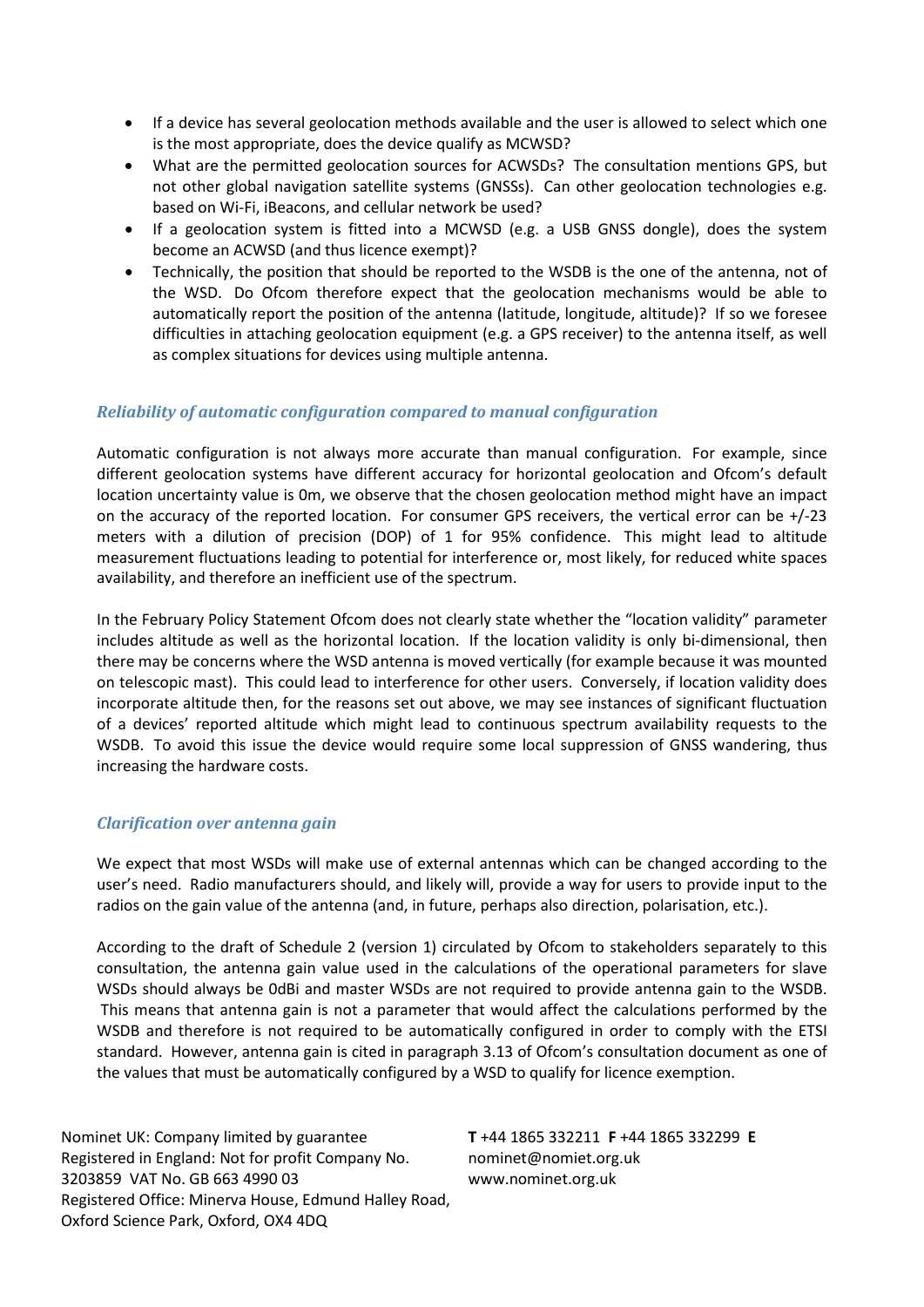- If a device has several geolocation methods available and the user is allowed to select which one is the most appropriate, does the device qualify as MCWSD?
- What are the permitted geolocation sources for ACWSDs? The consultation mentions GPS, but not other global navigation satellite systems (GNSSs). Can other geolocation technologies e.g. based on Wi-Fi, iBeacons, and cellular network be used?
- If a geolocation system is fitted into a MCWSD (e.g. a USB GNSS dongle), does the system become an ACWSD (and thus licence exempt)?
- Technically, the position that should be reported to the WSDB is the one of the antenna, not of the WSD. Do Ofcom therefore expect that the geolocation mechanisms would be able to automatically report the position of the antenna (latitude, longitude, altitude)? If so we foresee difficulties in attaching geolocation equipment (e.g. a GPS receiver) to the antenna itself, as well as complex situations for devices using multiple antenna.

### *Reliability of automatic configuration compared to manual configuration*

Automatic configuration is not always more accurate than manual configuration. For example, since different geolocation systems have different accuracy for horizontal geolocation and Ofcom's default location uncertainty value is 0m, we observe that the chosen geolocation method might have an impact on the accuracy of the reported location. For consumer GPS receivers, the vertical error can be +/-23 meters with a dilution of precision (DOP) of 1 for 95% confidence. This might lead to altitude measurement fluctuations leading to potential for interference or, most likely, for reduced white spaces availability, and therefore an inefficient use of the spectrum.

In the February Policy Statement Ofcom does not clearly state whether the "location validity" parameter includes altitude as well as the horizontal location. If the location validity is only bi-dimensional, then there may be concerns where the WSD antenna is moved vertically (for example because it was mounted on telescopic mast). This could lead to interference for other users. Conversely, if location validity does incorporate altitude then, for the reasons set out above, we may see instances of significant fluctuation of a devices' reported altitude which might lead to continuous spectrum availability requests to the WSDB. To avoid this issue the device would require some local suppression of GNSS wandering, thus increasing the hardware costs.

### *Clarification over antenna gain*

We expect that most WSDs will make use of external antennas which can be changed according to the user's need. Radio manufacturers should, and likely will, provide a way for users to provide input to the radios on the gain value of the antenna (and, in future, perhaps also direction, polarisation, etc.).

According to the draft of Schedule 2 (version 1) circulated by Ofcom to stakeholders separately to this consultation, the antenna gain value used in the calculations of the operational parameters for slave WSDs should always be 0dBi and master WSDs are not required to provide antenna gain to the WSDB. This means that antenna gain is not a parameter that would affect the calculations performed by the WSDB and therefore is not required to be automatically configured in order to comply with the ETSI standard. However, antenna gain is cited in paragraph 3.13 of Ofcom's consultation document as one of the values that must be automatically configured by a WSD to qualify for licence exemption.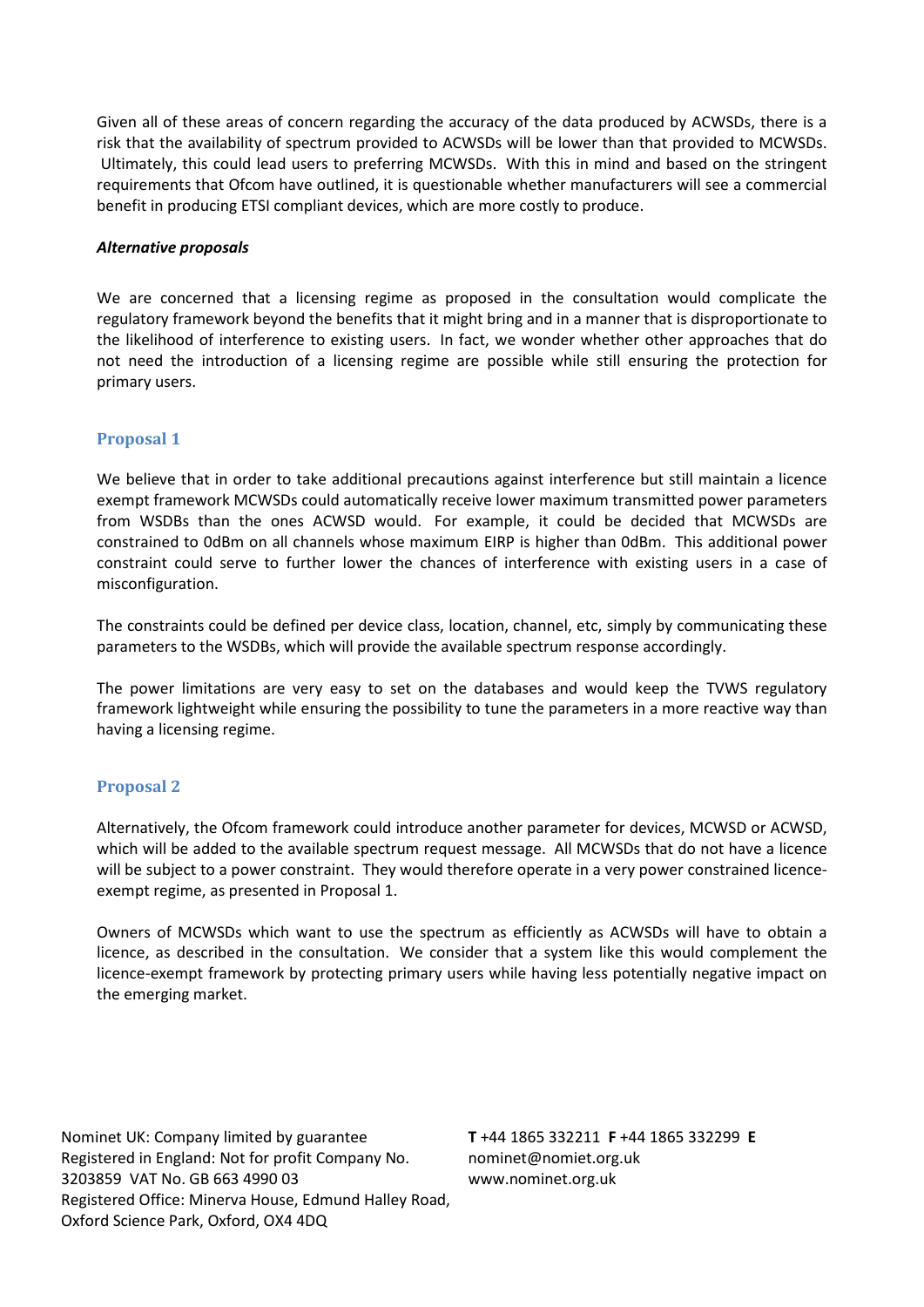Given all of these areas of concern regarding the accuracy of the data produced by ACWSDs, there is a risk that the availability of spectrum provided to ACWSDs will be lower than that provided to MCWSDs. Ultimately, this could lead users to preferring MCWSDs. With this in mind and based on the stringent requirements that Ofcom have outlined, it is questionable whether manufacturers will see a commercial benefit in producing ETSI compliant devices, which are more costly to produce.

***Alternative proposals***

We are concerned that a licensing regime as proposed in the consultation would complicate the regulatory framework beyond the benefits that it might bring and in a manner that is disproportionate to the likelihood of interference to existing users. In fact, we wonder whether other approaches that do not need the introduction of a licensing regime are possible while still ensuring the protection for primary users.

## Proposal 1

We believe that in order to take additional precautions against interference but still maintain a licence exempt framework MCWSDs could automatically receive lower maximum transmitted power parameters from WSDBs than the ones ACWSD would. For example, it could be decided that MCWSDs are constrained to 0dBm on all channels whose maximum EIRP is higher than 0dBm. This additional power constraint could serve to further lower the chances of interference with existing users in a case of misconfiguration.

The constraints could be defined per device class, location, channel, etc, simply by communicating these parameters to the WSDBs, which will provide the available spectrum response accordingly.

The power limitations are very easy to set on the databases and would keep the TVWS regulatory framework lightweight while ensuring the possibility to tune the parameters in a more reactive way than having a licensing regime.

## Proposal 2

Alternatively, the Ofcom framework could introduce another parameter for devices, MCWSD or ACWSD, which will be added to the available spectrum request message. All MCWSDs that do not have a licence will be subject to a power constraint. They would therefore operate in a very power constrained licence-exempt regime, as presented in Proposal 1.

Owners of MCWSDs which want to use the spectrum as efficiently as ACWSDs will have to obtain a licence, as described in the consultation. We consider that a system like this would complement the licence-exempt framework by protecting primary users while having less potentially negative impact on the emerging market.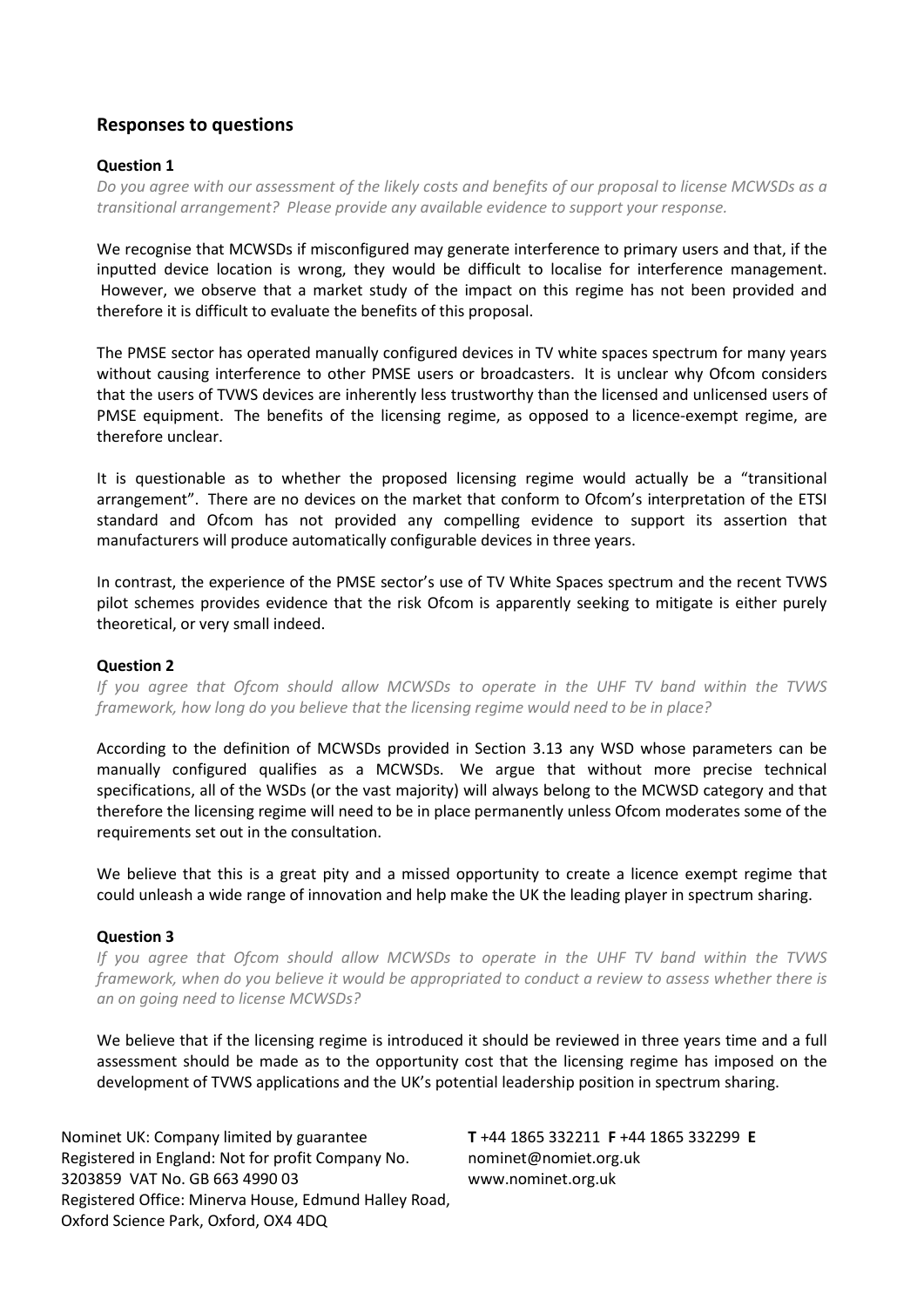## Responses to questions

### Question 1

*Do you agree with our assessment of the likely costs and benefits of our proposal to license MCWSDs as a transitional arrangement? Please provide any available evidence to support your response.*

We recognise that MCWSDs if misconfigured may generate interference to primary users and that, if the inputted device location is wrong, they would be difficult to localise for interference management. However, we observe that a market study of the impact on this regime has not been provided and therefore it is difficult to evaluate the benefits of this proposal.

The PMSE sector has operated manually configured devices in TV white spaces spectrum for many years without causing interference to other PMSE users or broadcasters. It is unclear why Ofcom considers that the users of TVWS devices are inherently less trustworthy than the licensed and unlicensed users of PMSE equipment. The benefits of the licensing regime, as opposed to a licence-exempt regime, are therefore unclear.

It is questionable as to whether the proposed licensing regime would actually be a "transitional arrangement". There are no devices on the market that conform to Ofcom's interpretation of the ETSI standard and Ofcom has not provided any compelling evidence to support its assertion that manufacturers will produce automatically configurable devices in three years.

In contrast, the experience of the PMSE sector's use of TV White Spaces spectrum and the recent TVWS pilot schemes provides evidence that the risk Ofcom is apparently seeking to mitigate is either purely theoretical, or very small indeed.

### Question 2

*If you agree that Ofcom should allow MCWSDs to operate in the UHF TV band within the TVWS framework, how long do you believe that the licensing regime would need to be in place?*

According to the definition of MCWSDs provided in Section 3.13 any WSD whose parameters can be manually configured qualifies as a MCWSDs. We argue that without more precise technical specifications, all of the WSDs (or the vast majority) will always belong to the MCWSD category and that therefore the licensing regime will need to be in place permanently unless Ofcom moderates some of the requirements set out in the consultation.

We believe that this is a great pity and a missed opportunity to create a licence exempt regime that could unleash a wide range of innovation and help make the UK the leading player in spectrum sharing.

### Question 3

*If you agree that Ofcom should allow MCWSDs to operate in the UHF TV band within the TVWS framework, when do you believe it would be appropriated to conduct a review to assess whether there is an on going need to license MCWSDs?*

We believe that if the licensing regime is introduced it should be reviewed in three years time and a full assessment should be made as to the opportunity cost that the licensing regime has imposed on the development of TVWS applications and the UK's potential leadership position in spectrum sharing.

Nominet UK: Company limited by guarantee
Registered in England: Not for profit Company No. 3203859 VAT No. GB 663 4990 03
Registered Office: Minerva House, Edmund Halley Road, Oxford Science Park, Oxford, OX4 4DQ

**T** +44 1865 332211 **F** +44 1865 332299 **E** nominet@nomiet.org.uk
www.nominet.org.uk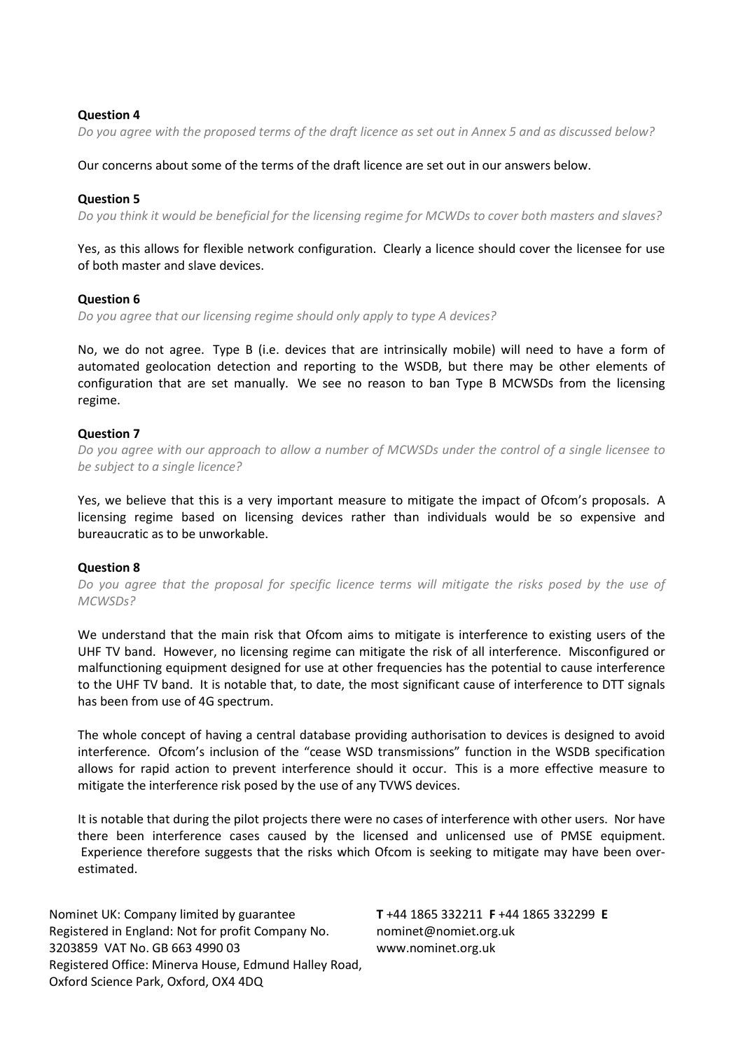**Question 4**

*Do you agree with the proposed terms of the draft licence as set out in Annex 5 and as discussed below?*

Our concerns about some of the terms of the draft licence are set out in our answers below.

**Question 5**

*Do you think it would be beneficial for the licensing regime for MCWDs to cover both masters and slaves?*

Yes, as this allows for flexible network configuration. Clearly a licence should cover the licensee for use of both master and slave devices.

**Question 6**

*Do you agree that our licensing regime should only apply to type A devices?*

No, we do not agree. Type B (i.e. devices that are intrinsically mobile) will need to have a form of automated geolocation detection and reporting to the WSDB, but there may be other elements of configuration that are set manually. We see no reason to ban Type B MCWSDs from the licensing regime.

**Question 7**

*Do you agree with our approach to allow a number of MCWSDs under the control of a single licensee to be subject to a single licence?*

Yes, we believe that this is a very important measure to mitigate the impact of Ofcom's proposals. A licensing regime based on licensing devices rather than individuals would be so expensive and bureaucratic as to be unworkable.

**Question 8**

*Do you agree that the proposal for specific licence terms will mitigate the risks posed by the use of MCWSDs?*

We understand that the main risk that Ofcom aims to mitigate is interference to existing users of the UHF TV band. However, no licensing regime can mitigate the risk of all interference. Misconfigured or malfunctioning equipment designed for use at other frequencies has the potential to cause interference to the UHF TV band. It is notable that, to date, the most significant cause of interference to DTT signals has been from use of 4G spectrum.

The whole concept of having a central database providing authorisation to devices is designed to avoid interference. Ofcom's inclusion of the "cease WSD transmissions" function in the WSDB specification allows for rapid action to prevent interference should it occur. This is a more effective measure to mitigate the interference risk posed by the use of any TVWS devices.

It is notable that during the pilot projects there were no cases of interference with other users. Nor have there been interference cases caused by the licensed and unlicensed use of PMSE equipment. Experience therefore suggests that the risks which Ofcom is seeking to mitigate may have been over-estimated.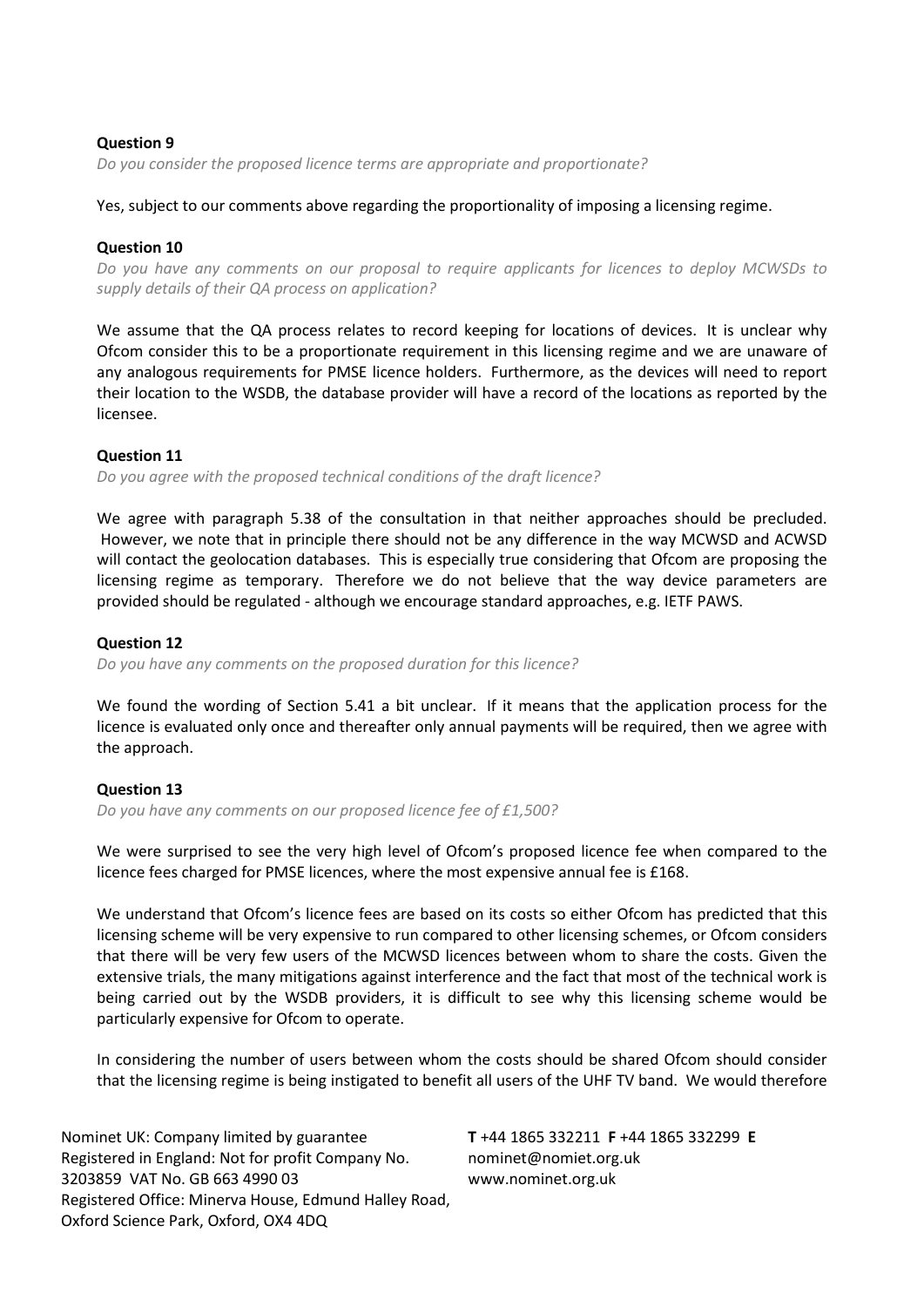**Question 9**

*Do you consider the proposed licence terms are appropriate and proportionate?*

Yes, subject to our comments above regarding the proportionality of imposing a licensing regime.

**Question 10**

*Do you have any comments on our proposal to require applicants for licences to deploy MCWSDs to supply details of their QA process on application?*

We assume that the QA process relates to record keeping for locations of devices. It is unclear why Ofcom consider this to be a proportionate requirement in this licensing regime and we are unaware of any analogous requirements for PMSE licence holders. Furthermore, as the devices will need to report their location to the WSDB, the database provider will have a record of the locations as reported by the licensee.

**Question 11**

*Do you agree with the proposed technical conditions of the draft licence?*

We agree with paragraph 5.38 of the consultation in that neither approaches should be precluded. However, we note that in principle there should not be any difference in the way MCWSD and ACWSD will contact the geolocation databases. This is especially true considering that Ofcom are proposing the licensing regime as temporary. Therefore we do not believe that the way device parameters are provided should be regulated - although we encourage standard approaches, e.g. IETF PAWS.

**Question 12**

*Do you have any comments on the proposed duration for this licence?*

We found the wording of Section 5.41 a bit unclear. If it means that the application process for the licence is evaluated only once and thereafter only annual payments will be required, then we agree with the approach.

**Question 13**

*Do you have any comments on our proposed licence fee of £1,500?*

We were surprised to see the very high level of Ofcom's proposed licence fee when compared to the licence fees charged for PMSE licences, where the most expensive annual fee is £168.

We understand that Ofcom's licence fees are based on its costs so either Ofcom has predicted that this licensing scheme will be very expensive to run compared to other licensing schemes, or Ofcom considers that there will be very few users of the MCWSD licences between whom to share the costs. Given the extensive trials, the many mitigations against interference and the fact that most of the technical work is being carried out by the WSDB providers, it is difficult to see why this licensing scheme would be particularly expensive for Ofcom to operate.

In considering the number of users between whom the costs should be shared Ofcom should consider that the licensing regime is being instigated to benefit all users of the UHF TV band. We would therefore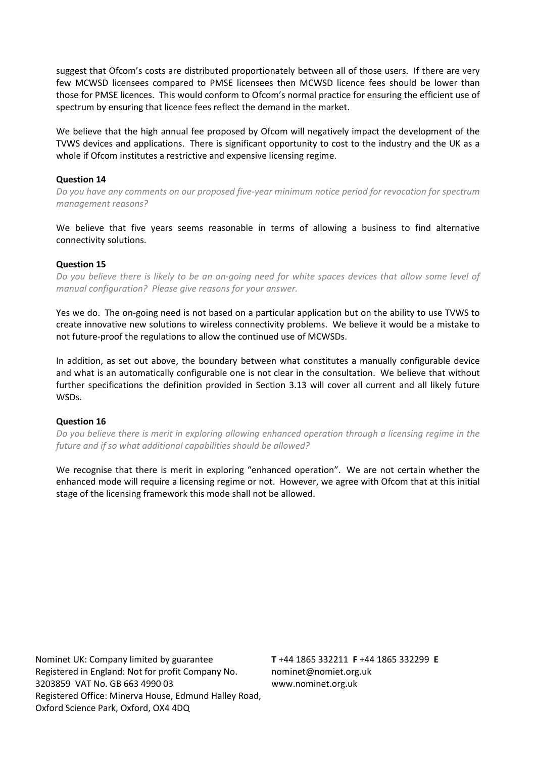suggest that Ofcom's costs are distributed proportionately between all of those users. If there are very few MCWSD licensees compared to PMSE licensees then MCWSD licence fees should be lower than those for PMSE licences. This would conform to Ofcom's normal practice for ensuring the efficient use of spectrum by ensuring that licence fees reflect the demand in the market.

We believe that the high annual fee proposed by Ofcom will negatively impact the development of the TVWS devices and applications. There is significant opportunity to cost to the industry and the UK as a whole if Ofcom institutes a restrictive and expensive licensing regime.

**Question 14**

*Do you have any comments on our proposed five-year minimum notice period for revocation for spectrum management reasons?*

We believe that five years seems reasonable in terms of allowing a business to find alternative connectivity solutions.

**Question 15**

*Do you believe there is likely to be an on-going need for white spaces devices that allow some level of manual configuration? Please give reasons for your answer.*

Yes we do. The on-going need is not based on a particular application but on the ability to use TVWS to create innovative new solutions to wireless connectivity problems. We believe it would be a mistake to not future-proof the regulations to allow the continued use of MCWSDs.

In addition, as set out above, the boundary between what constitutes a manually configurable device and what is an automatically configurable one is not clear in the consultation. We believe that without further specifications the definition provided in Section 3.13 will cover all current and all likely future WSDs.

**Question 16**

*Do you believe there is merit in exploring allowing enhanced operation through a licensing regime in the future and if so what additional capabilities should be allowed?*

We recognise that there is merit in exploring "enhanced operation". We are not certain whether the enhanced mode will require a licensing regime or not. However, we agree with Ofcom that at this initial stage of the licensing framework this mode shall not be allowed.

Nominet UK: Company limited by guarantee
Registered in England: Not for profit Company No. 3203859 VAT No. GB 663 4990 03
Registered Office: Minerva House, Edmund Halley Road, Oxford Science Park, Oxford, OX4 4DQ

**T** +44 1865 332211 **F** +44 1865 332299 **E** nominet@nomiet.org.uk
www.nominet.org.uk